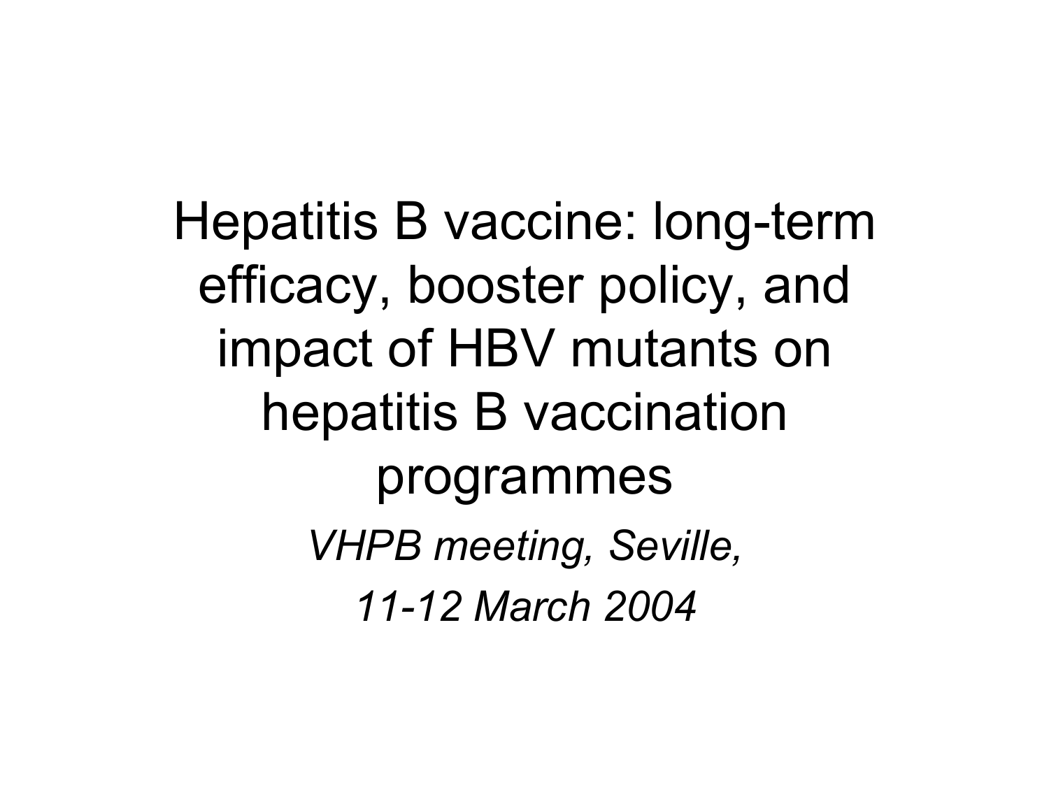# Hepatitis B vaccine: long-term efficacy, booster policy, and impact of HBV mutants on hepatitis B vaccination programmes

*VHPB meeting, Seville,*

*11-12 March 2004*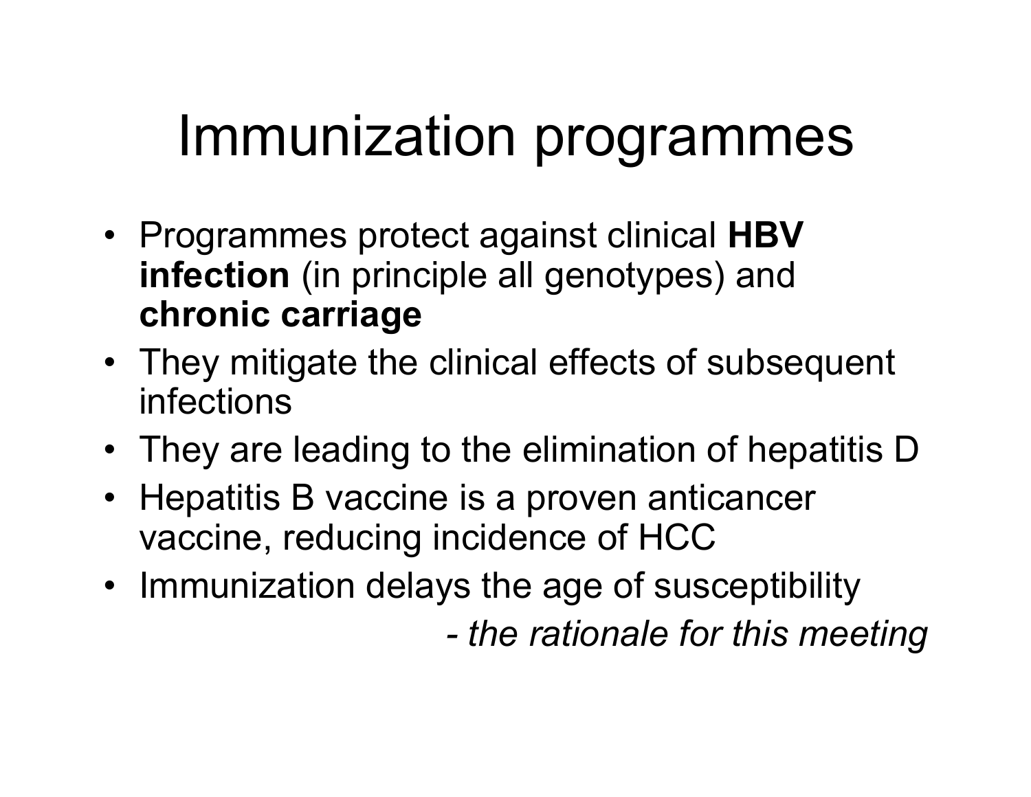# Immunization programmes

- Programmes protect against clinical **HBV infection** (in principle all genotypes) and **chronic carriage**
- They mitigate the clinical effects of subsequent infections
- They are leading to the elimination of hepatitis D
- Hepatitis B vaccine is a proven anticancer vaccine, reducing incidence of HCC
- Immunization delays the age of susceptibility

*- the rationale for this meeting*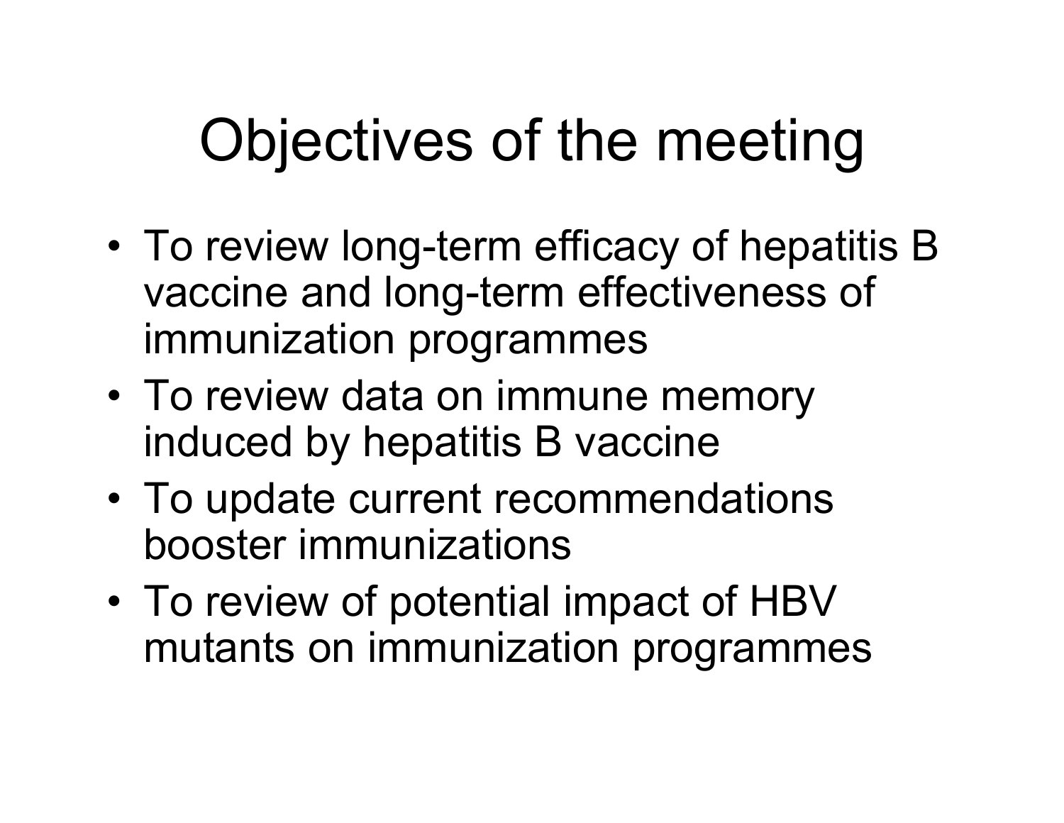# Objectives of the meeting

- To review long-term efficacy of hepatitis B vaccine and long-term effectiveness of immunization programmes
- To review data on immune memory induced by hepatitis B vaccine
- To update current recommendations booster immunizations
- To review of potential impact of HBV mutants on immunization programmes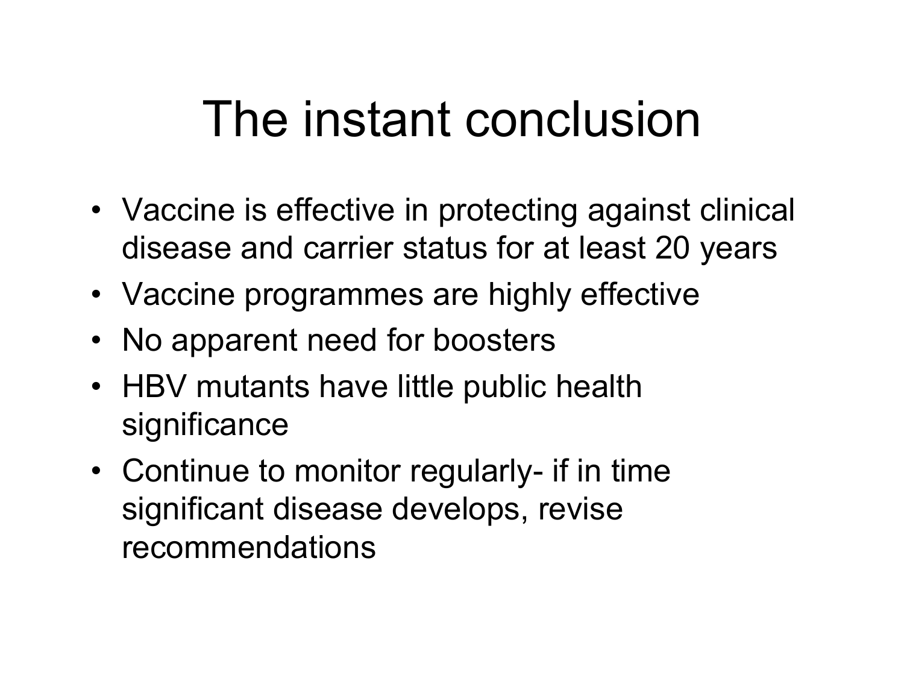# The instant conclusion

- Vaccine is effective in protecting against clinical disease and carrier status for at least 20 years
- Vaccine programmes are highly effective
- No apparent need for boosters
- HBV mutants have little public health significance
- Continue to monitor regularly- if in time significant disease develops, revise recommendations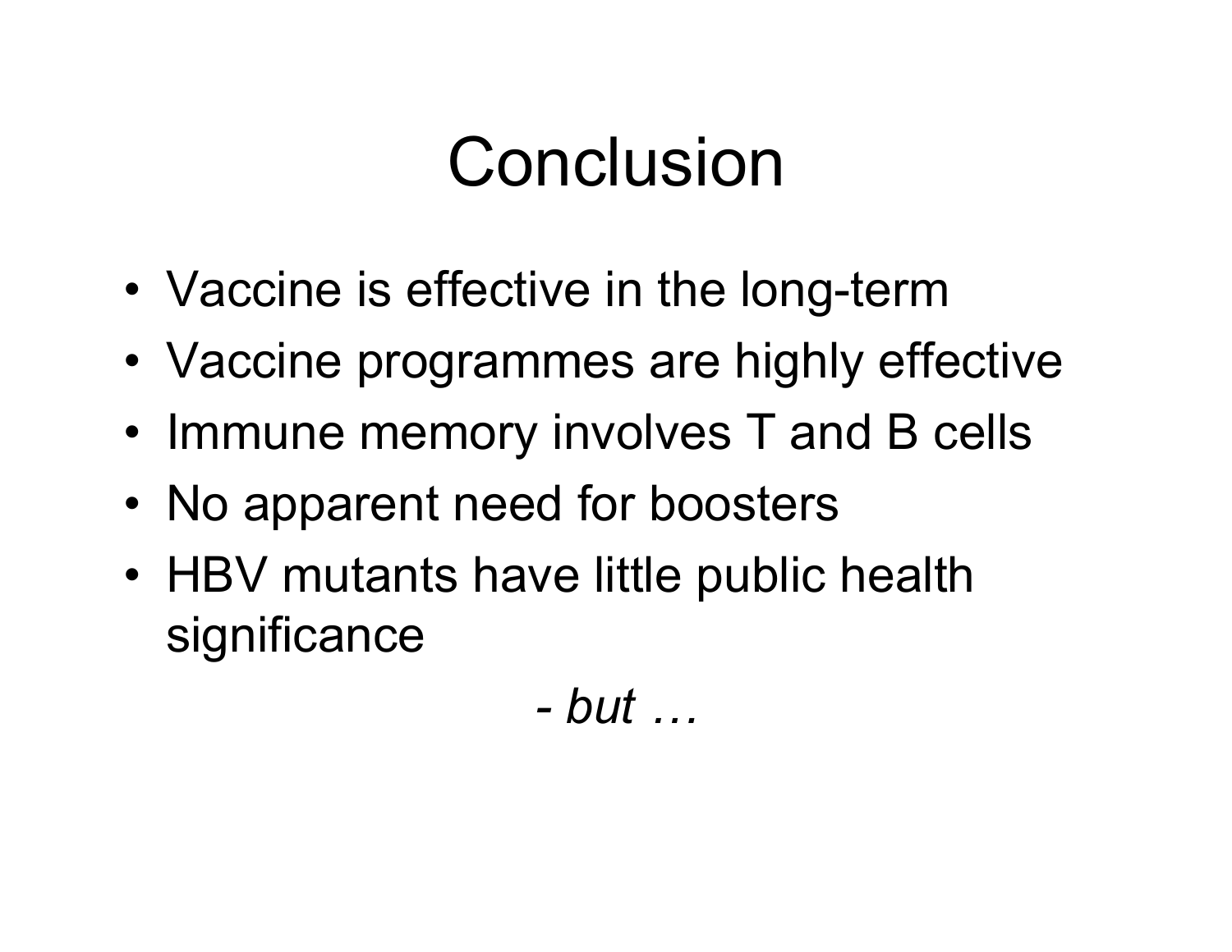# Conclusion

- Vaccine is effective in the long-term
- Vaccine programmes are highly effective
- Immune memory involves T and B cells
- No apparent need for boosters
- HBV mutants have little public health significance

*- but …*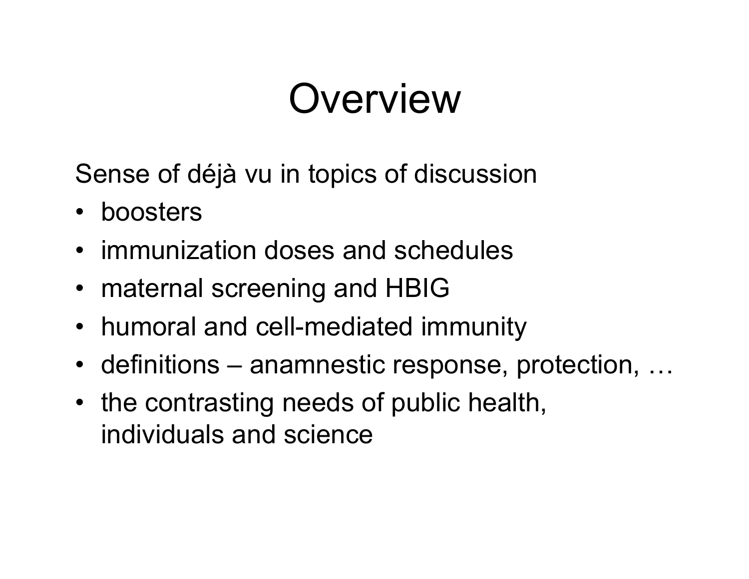# Overview

Sense of déjà vu in topics of discussion

- boosters
- immunization doses and schedules
- maternal screening and HBIG
- humoral and cell-mediated immunity
- definitions – anamnestic response, protection, …
- the contrasting needs of public health, individuals and science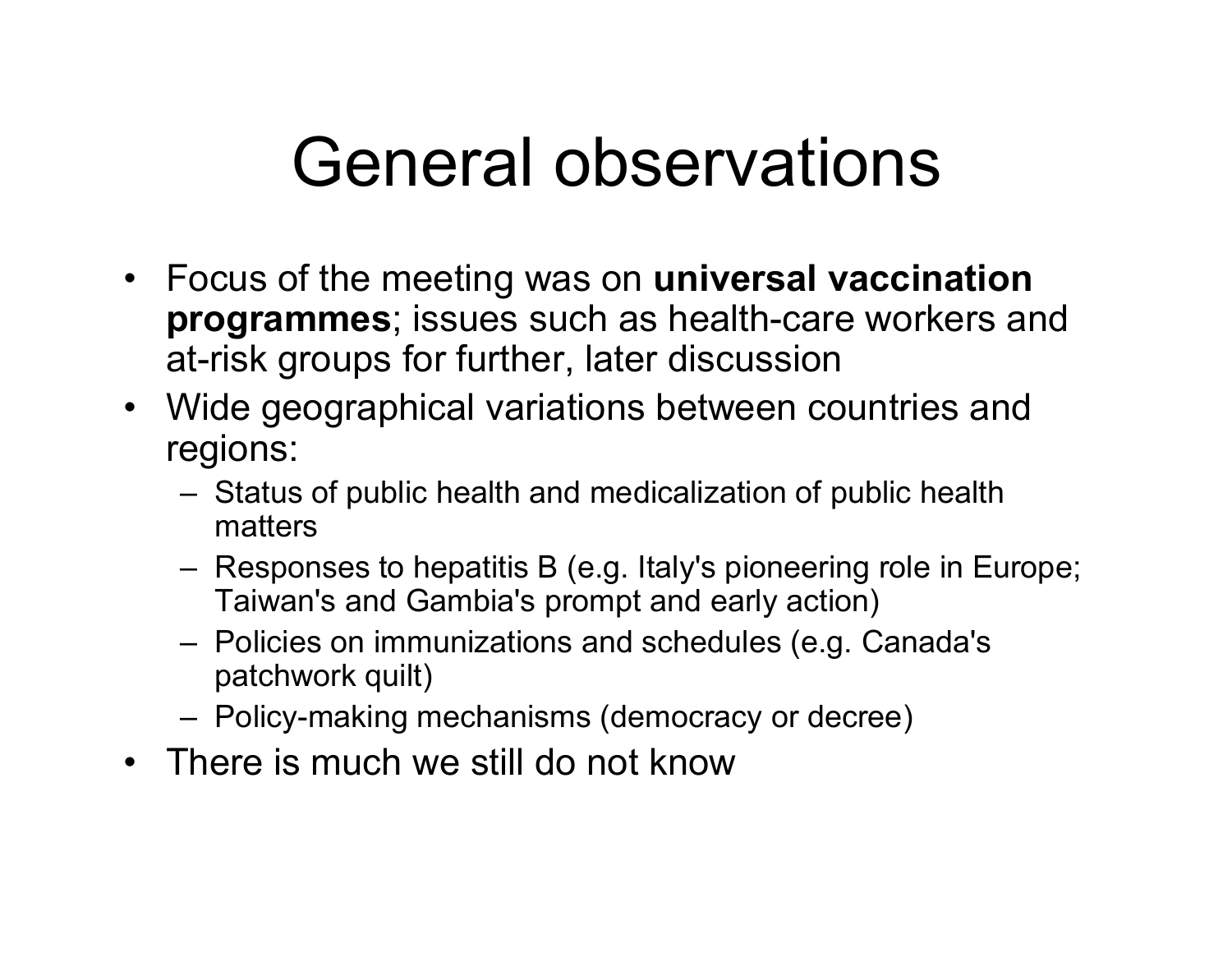# General observations

- Focus of the meeting was on **universal vaccination programmes**; issues such as health-care workers and at-risk groups for further, later discussion
- Wide geographical variations between countries and regions:
  - Status of public health and medicalization of public health matters
  - Responses to hepatitis B (e.g. Italy's pioneering role in Europe; Taiwan's and Gambia's prompt and early action)
  - Policies on immunizations and schedules (e.g. Canada's patchwork quilt)
  - Policy-making mechanisms (democracy or decree)
- There is much we still do not know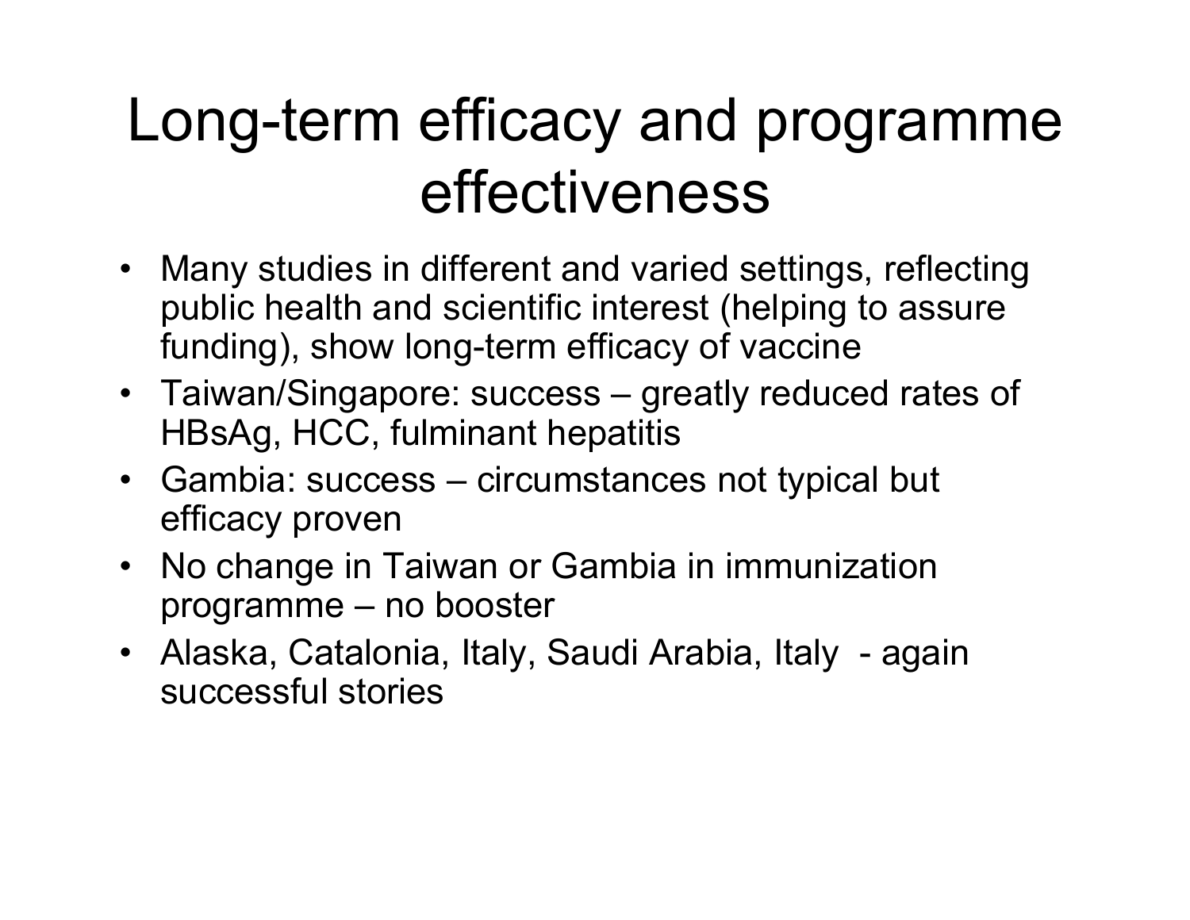# Long-term efficacy and programme effectiveness

- Many studies in different and varied settings, reflecting public health and scientific interest (helping to assure funding), show long-term efficacy of vaccine
- Taiwan/Singapore: success – greatly reduced rates of HBsAg, HCC, fulminant hepatitis
- Gambia: success – circumstances not typical but efficacy proven
- No change in Taiwan or Gambia in immunization programme – no booster
- Alaska, Catalonia, Italy, Saudi Arabia, Italy - again successful stories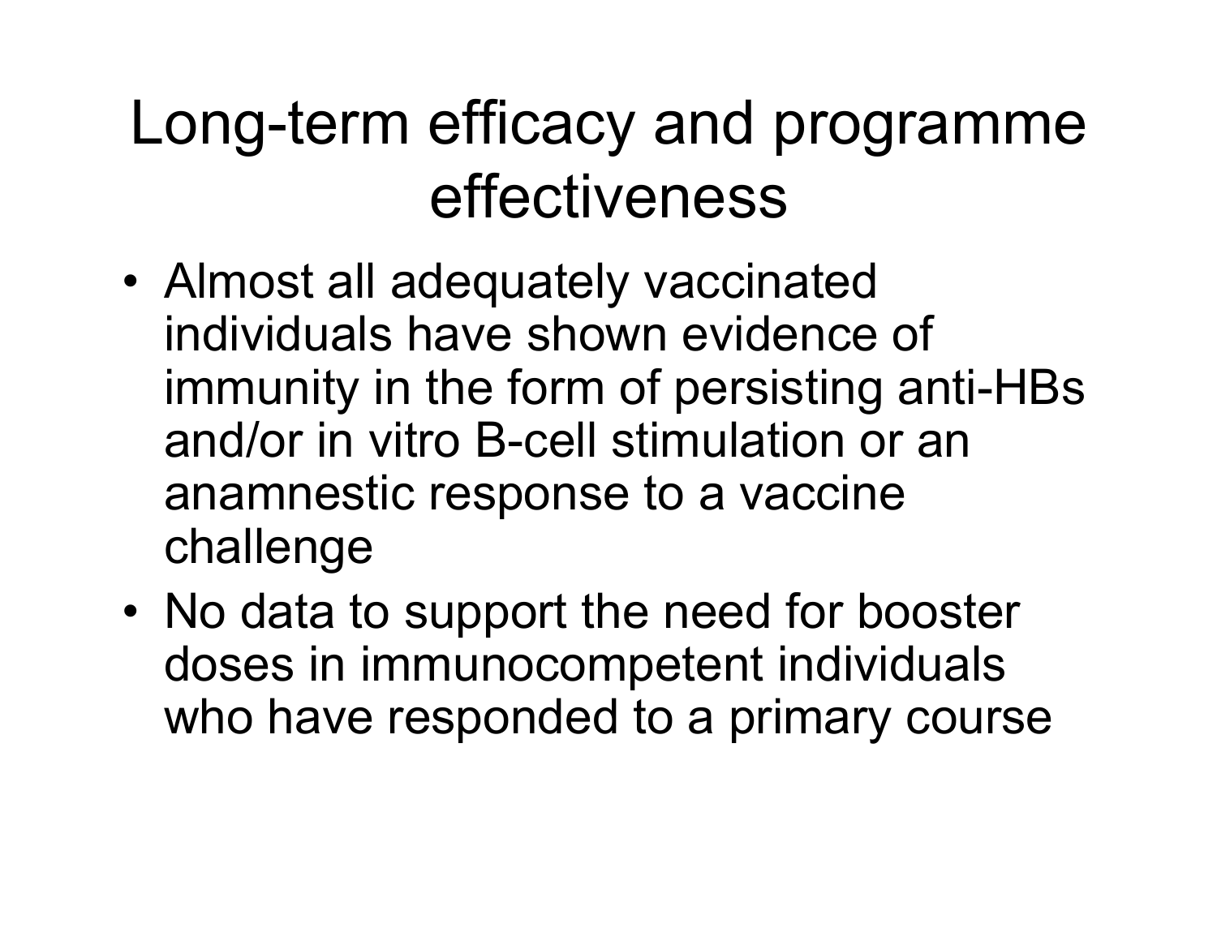# Long-term efficacy and programme effectiveness

- Almost all adequately vaccinated individuals have shown evidence of immunity in the form of persisting anti-HBs and/or in vitro B-cell stimulation or an anamnestic response to a vaccine challenge
- No data to support the need for booster doses in immunocompetent individuals who have responded to a primary course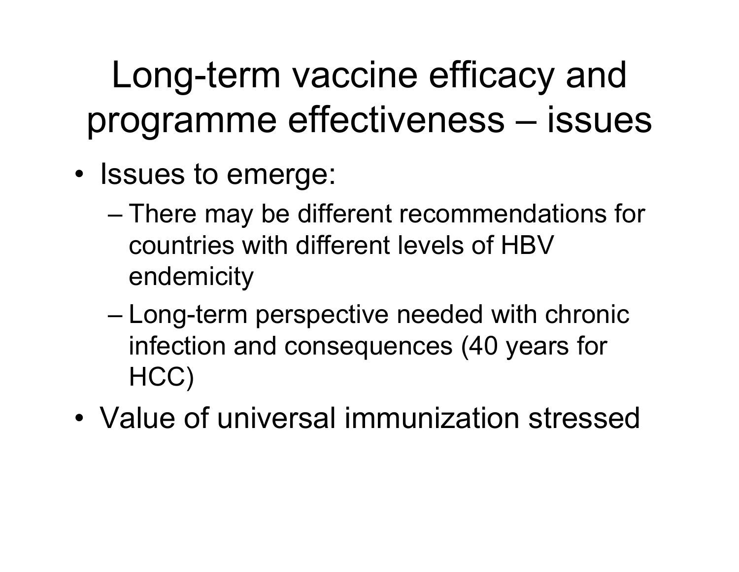# Long-term vaccine efficacy and programme effectiveness – issues

- Issues to emerge:
  - There may be different recommendations for countries with different levels of HBV endemicity
  - Long-term perspective needed with chronic infection and consequences (40 years for HCC)
- Value of universal immunization stressed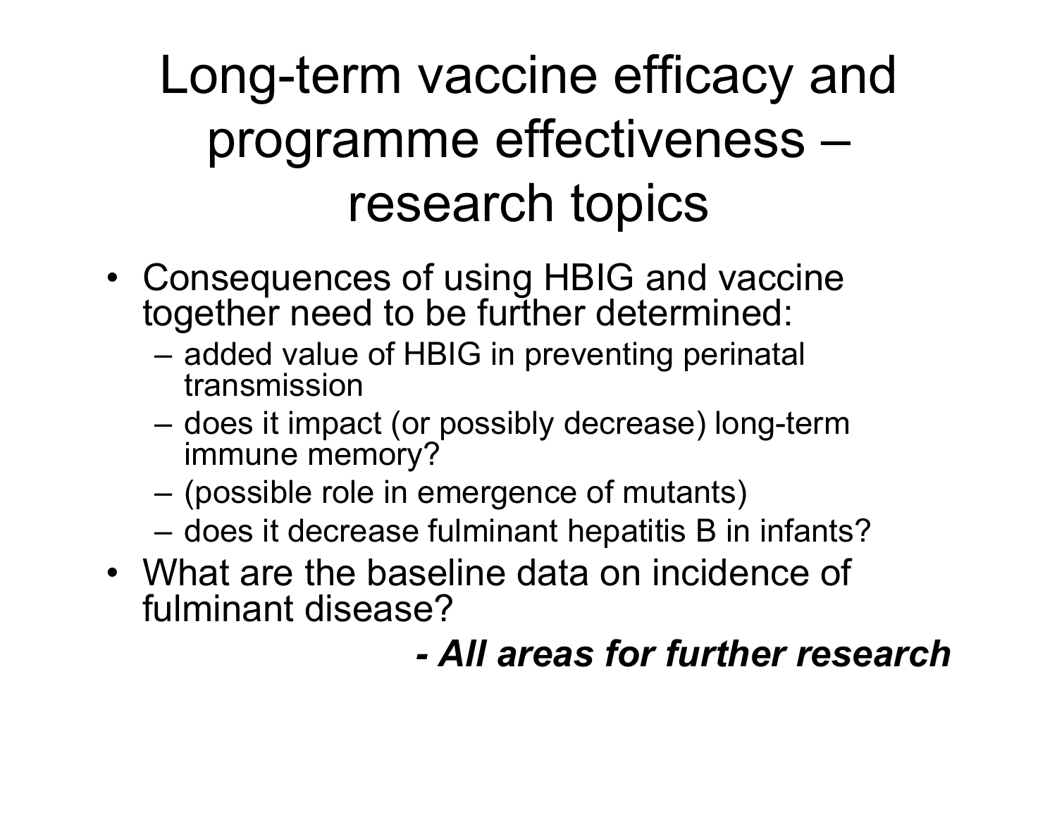# Long-term vaccine efficacy and programme effectiveness – research topics

- Consequences of using HBIG and vaccine together need to be further determined:
  - added value of HBIG in preventing perinatal transmission
  - does it impact (or possibly decrease) long-term immune memory?
  - (possible role in emergence of mutants)
  - does it decrease fulminant hepatitis B in infants?
- What are the baseline data on incidence of fulminant disease?

***- All areas for further research***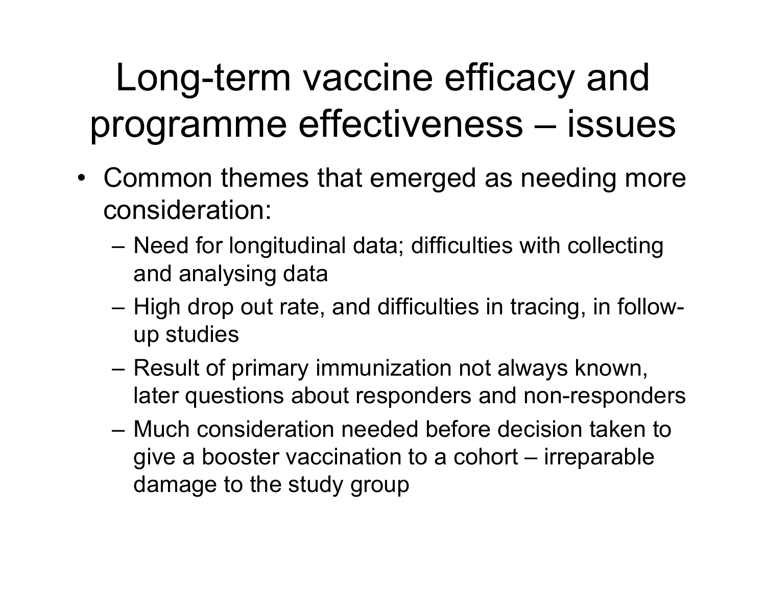# Long-term vaccine efficacy and programme effectiveness – issues

- Common themes that emerged as needing more consideration:
  - Need for longitudinal data; difficulties with collecting and analysing data
  - High drop out rate, and difficulties in tracing, in follow-up studies
  - Result of primary immunization not always known, later questions about responders and non-responders
  - Much consideration needed before decision taken to give a booster vaccination to a cohort – irreparable damage to the study group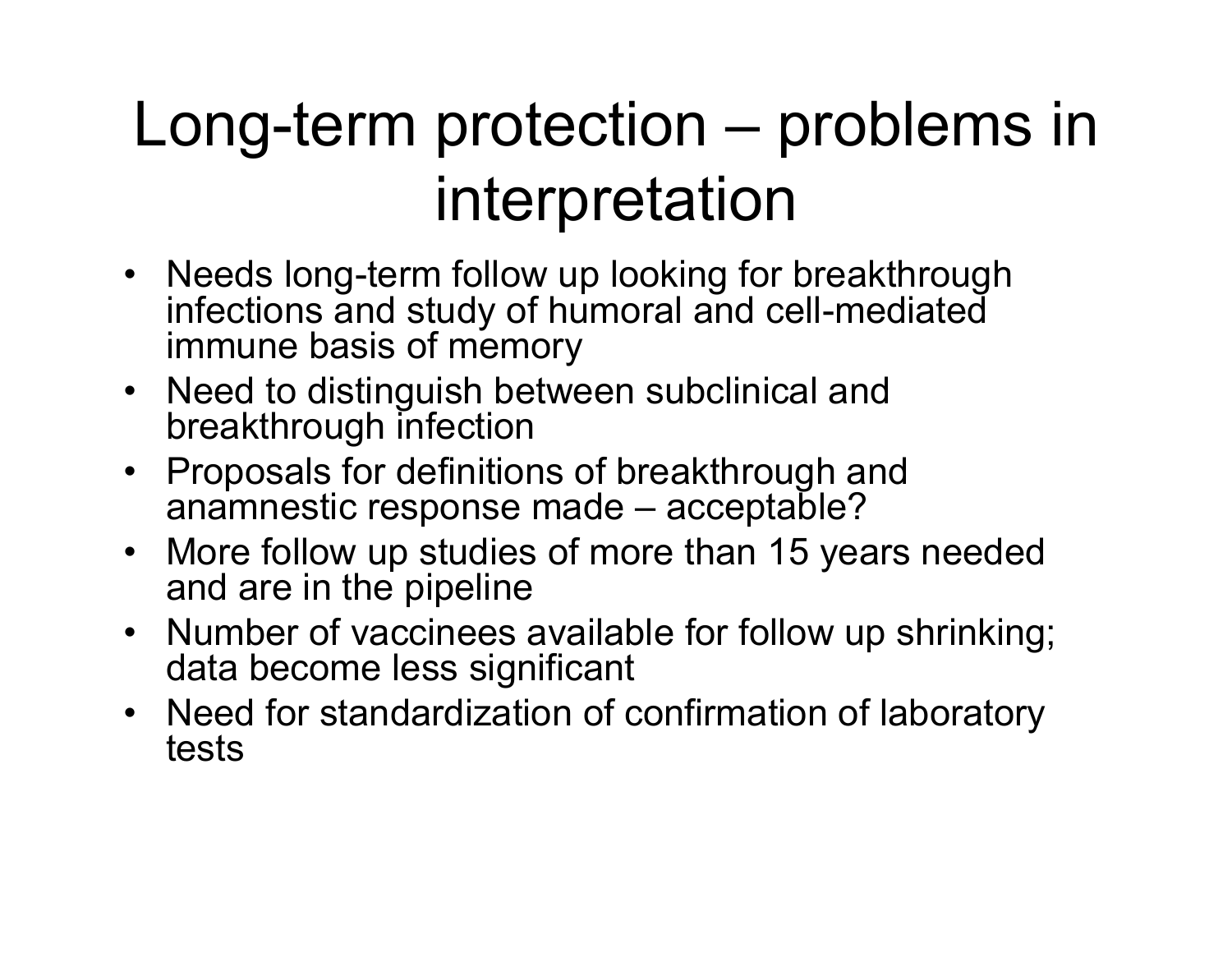# Long-term protection – problems in interpretation

- Needs long-term follow up looking for breakthrough infections and study of humoral and cell-mediated immune basis of memory
- Need to distinguish between subclinical and breakthrough infection
- Proposals for definitions of breakthrough and anamnestic response made – acceptable?
- More follow up studies of more than 15 years needed and are in the pipeline
- Number of vaccinees available for follow up shrinking; data become less significant
- Need for standardization of confirmation of laboratory tests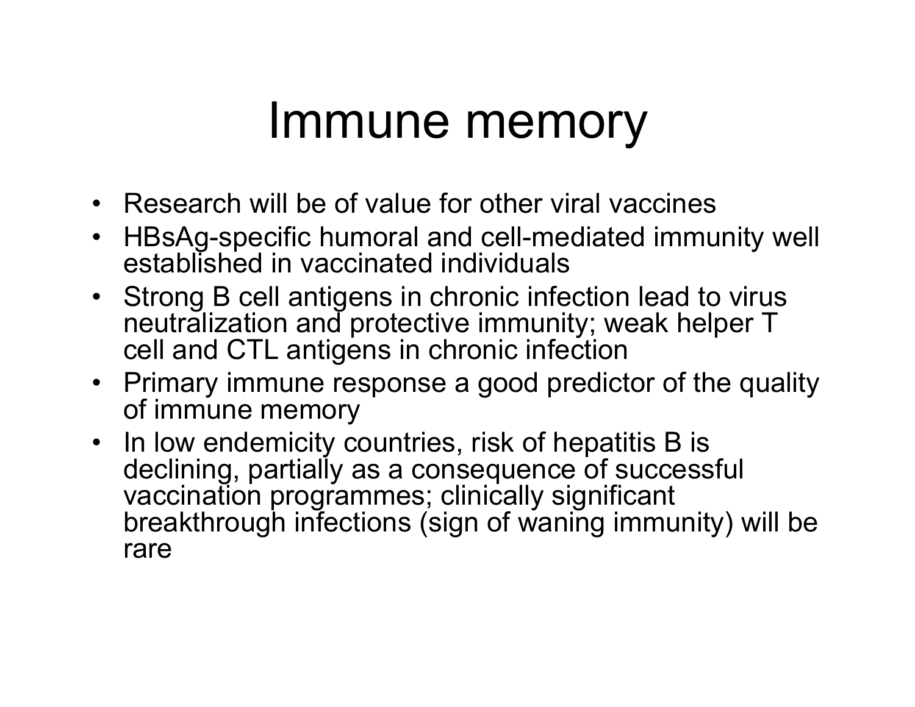# Immune memory

- Research will be of value for other viral vaccines
- HBsAg-specific humoral and cell-mediated immunity well established in vaccinated individuals
- Strong B cell antigens in chronic infection lead to virus neutralization and protective immunity; weak helper T cell and CTL antigens in chronic infection
- Primary immune response a good predictor of the quality of immune memory
- In low endemicity countries, risk of hepatitis B is declining, partially as a consequence of successful vaccination programmes; clinically significant breakthrough infections (sign of waning immunity) will be rare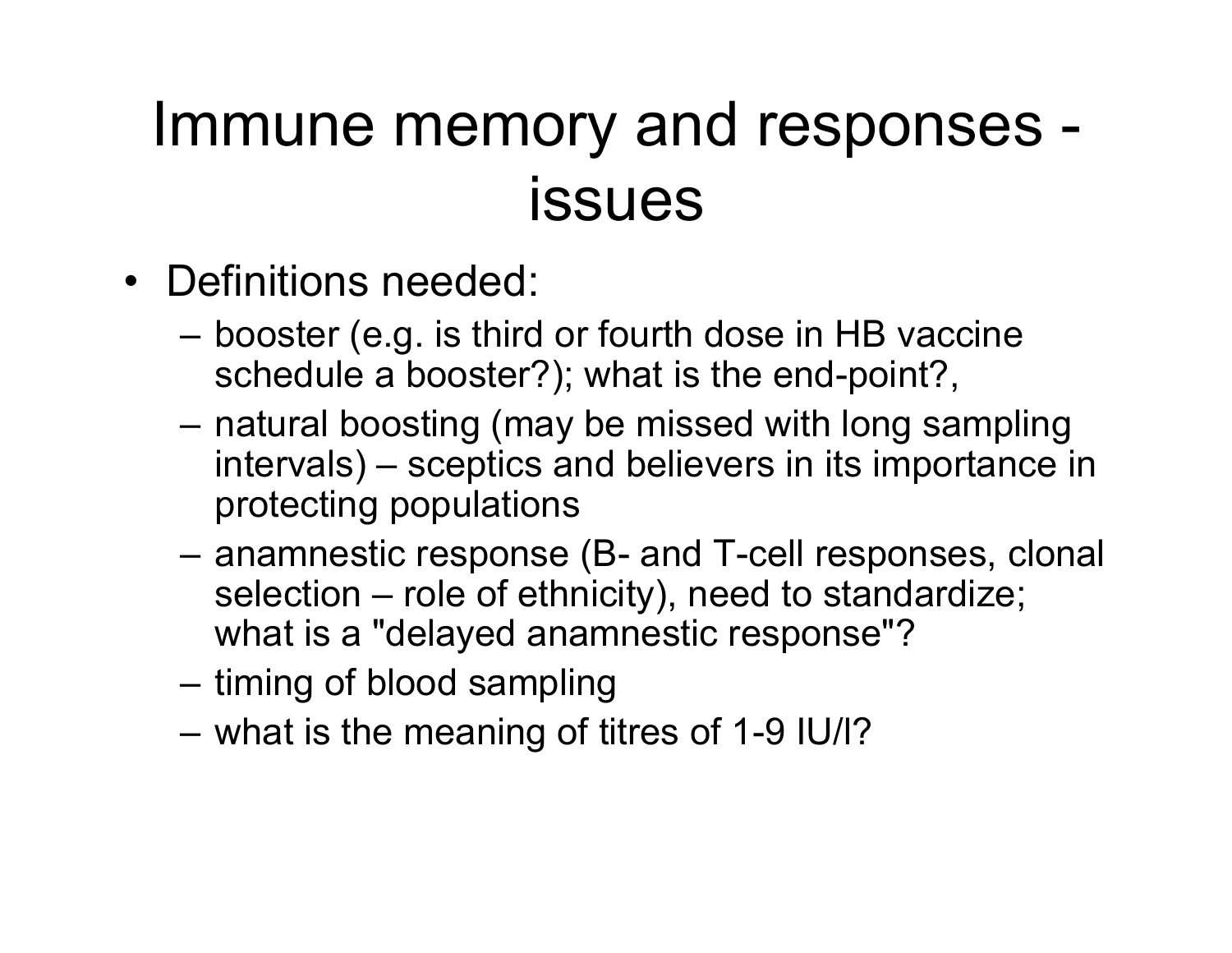# Immune memory and responses - issues

- Definitions needed:
  - booster (e.g. is third or fourth dose in HB vaccine schedule a booster?); what is the end-point?,
  - natural boosting (may be missed with long sampling intervals) – sceptics and believers in its importance in protecting populations
  - anamnestic response (B- and T-cell responses, clonal selection – role of ethnicity), need to standardize; what is a "delayed anamnestic response"?
  - timing of blood sampling
  - what is the meaning of titres of 1-9 IU/l?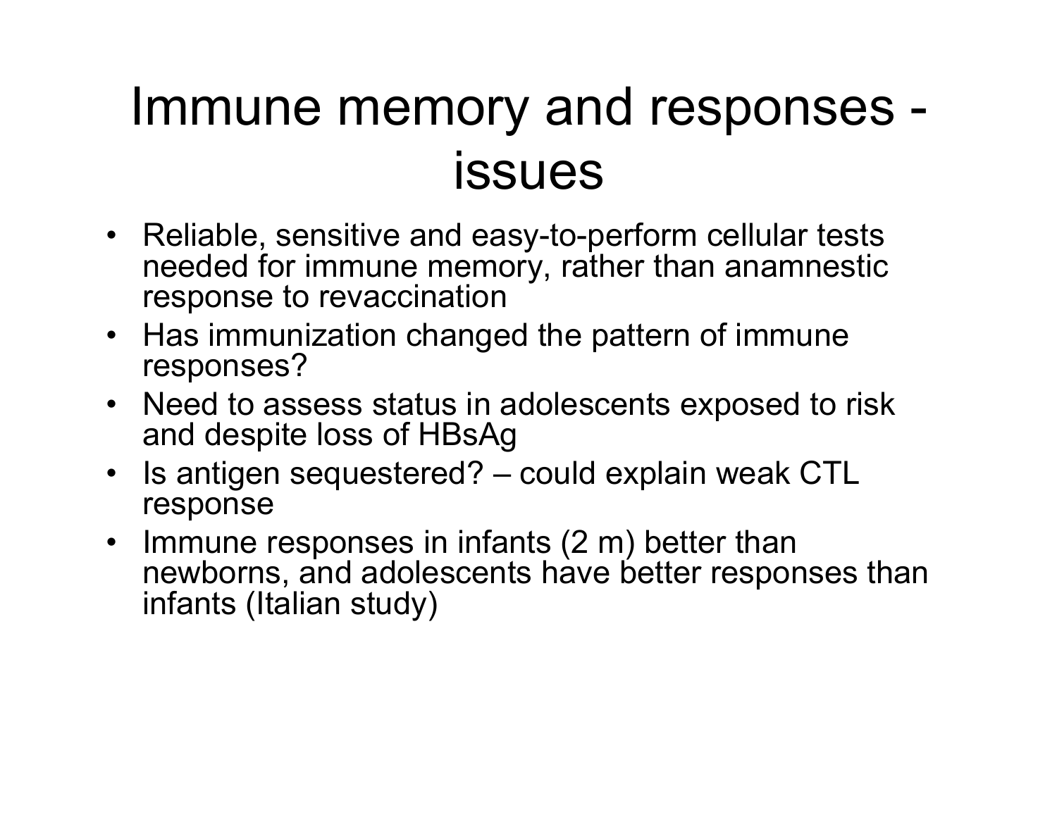# Immune memory and responses - issues

- Reliable, sensitive and easy-to-perform cellular tests needed for immune memory, rather than anamnestic response to revaccination
- Has immunization changed the pattern of immune responses?
- Need to assess status in adolescents exposed to risk and despite loss of HBsAg
- Is antigen sequestered? – could explain weak CTL response
- Immune responses in infants (2 m) better than newborns, and adolescents have better responses than infants (Italian study)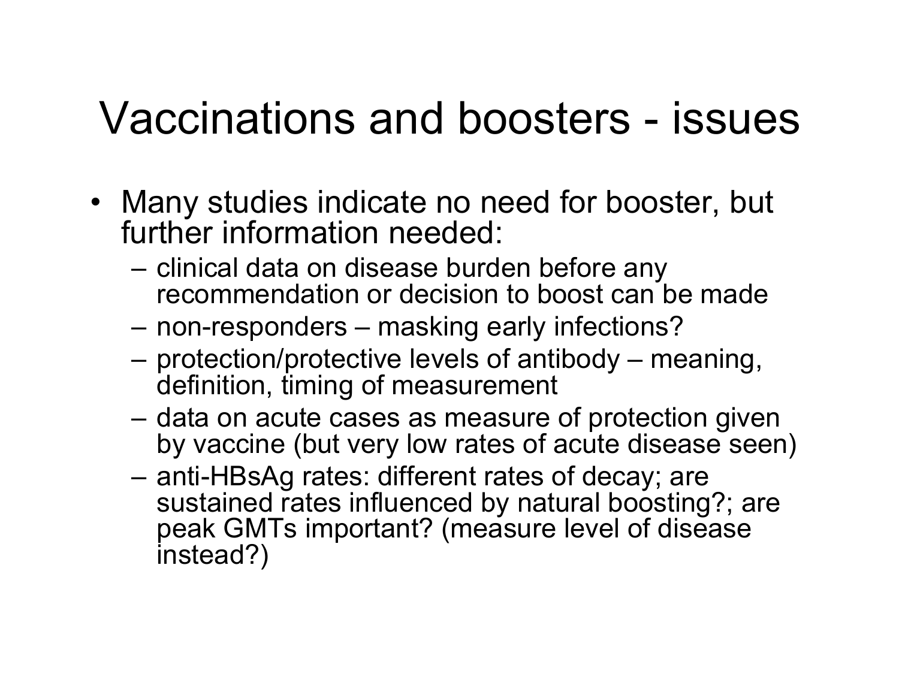# Vaccinations and boosters - issues

- Many studies indicate no need for booster, but further information needed:
  - clinical data on disease burden before any recommendation or decision to boost can be made
  - non-responders – masking early infections?
  - protection/protective levels of antibody – meaning, definition, timing of measurement
  - data on acute cases as measure of protection given by vaccine (but very low rates of acute disease seen)
  - anti-HBsAg rates: different rates of decay; are sustained rates influenced by natural boosting?; are peak GMTs important? (measure level of disease instead?)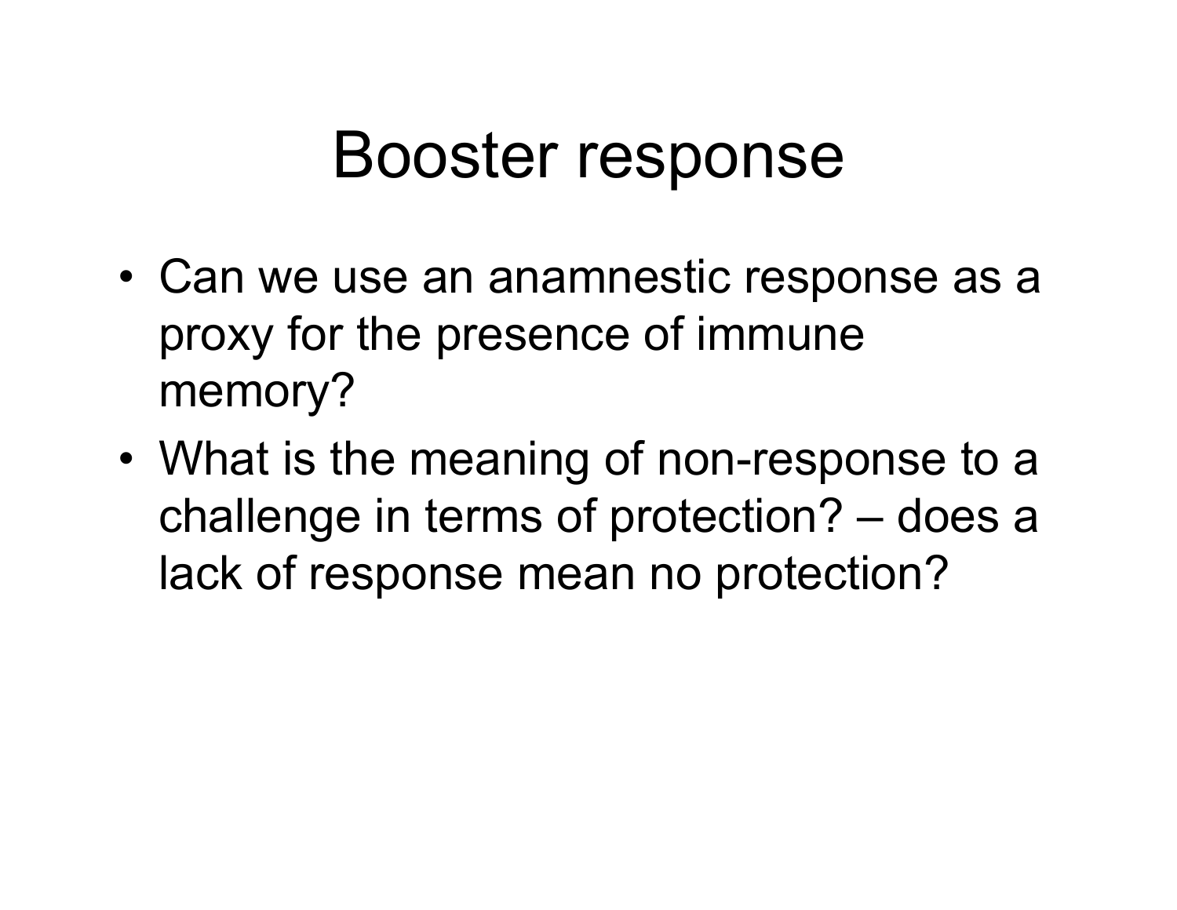# Booster response

- Can we use an anamnestic response as a proxy for the presence of immune memory?
- What is the meaning of non-response to a challenge in terms of protection? – does a lack of response mean no protection?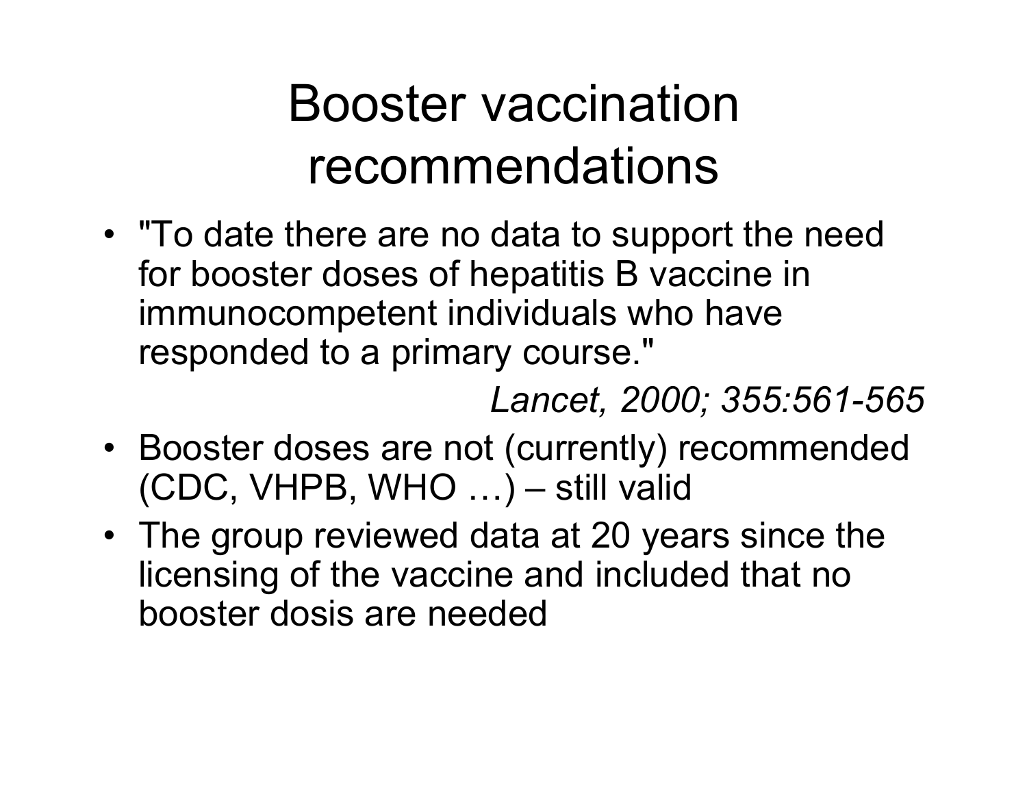# Booster vaccination recommendations

- "To date there are no data to support the need for booster doses of hepatitis B vaccine in immunocompetent individuals who have responded to a primary course."

  *Lancet, 2000; 355:561-565*

- Booster doses are not (currently) recommended (CDC, VHPB, WHO …) – still valid
- The group reviewed data at 20 years since the licensing of the vaccine and included that no booster dosis are needed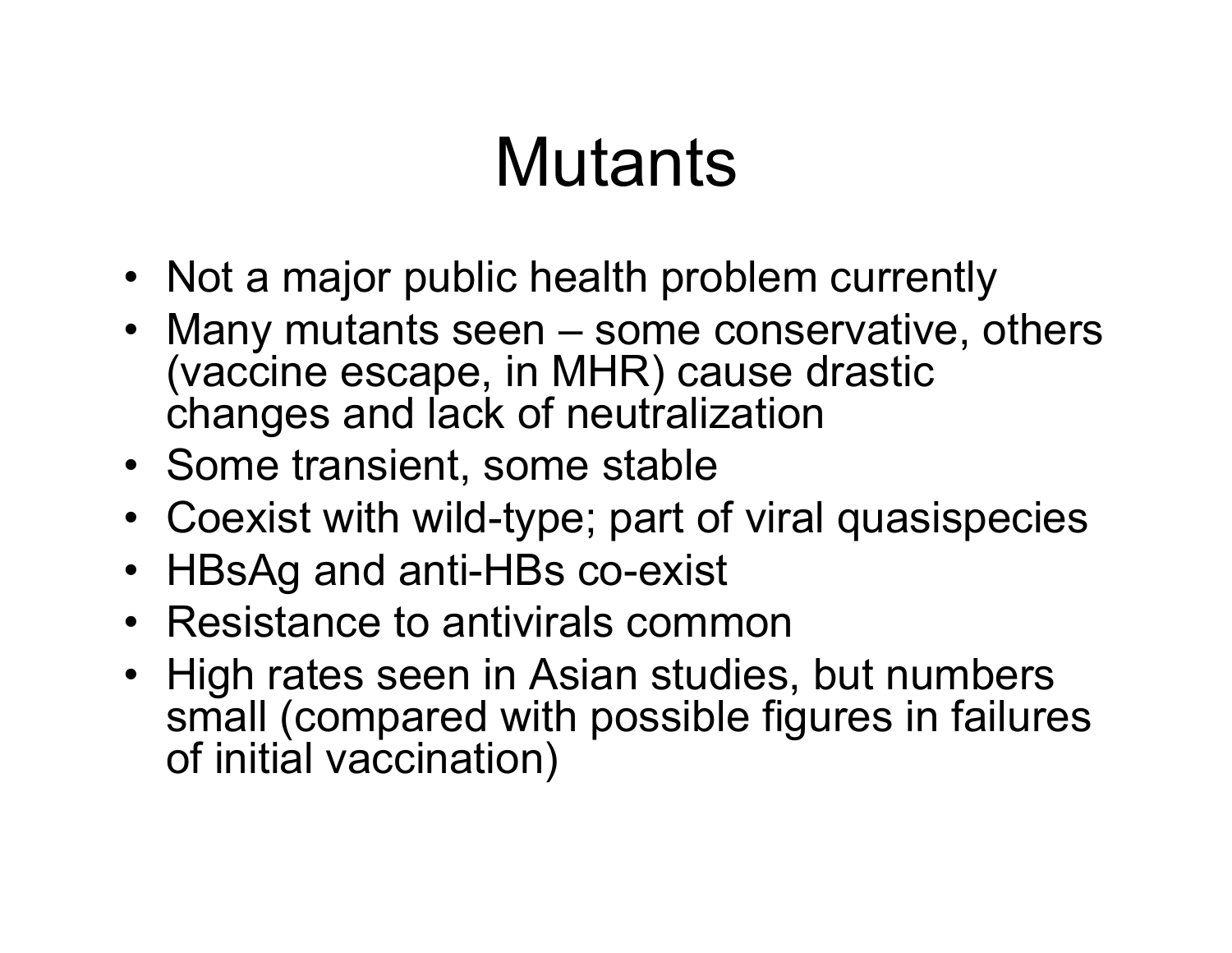# Mutants

- Not a major public health problem currently
- Many mutants seen – some conservative, others (vaccine escape, in MHR) cause drastic changes and lack of neutralization
- Some transient, some stable
- Coexist with wild-type; part of viral quasispecies
- HBsAg and anti-HBs co-exist
- Resistance to antivirals common
- High rates seen in Asian studies, but numbers small (compared with possible figures in failures of initial vaccination)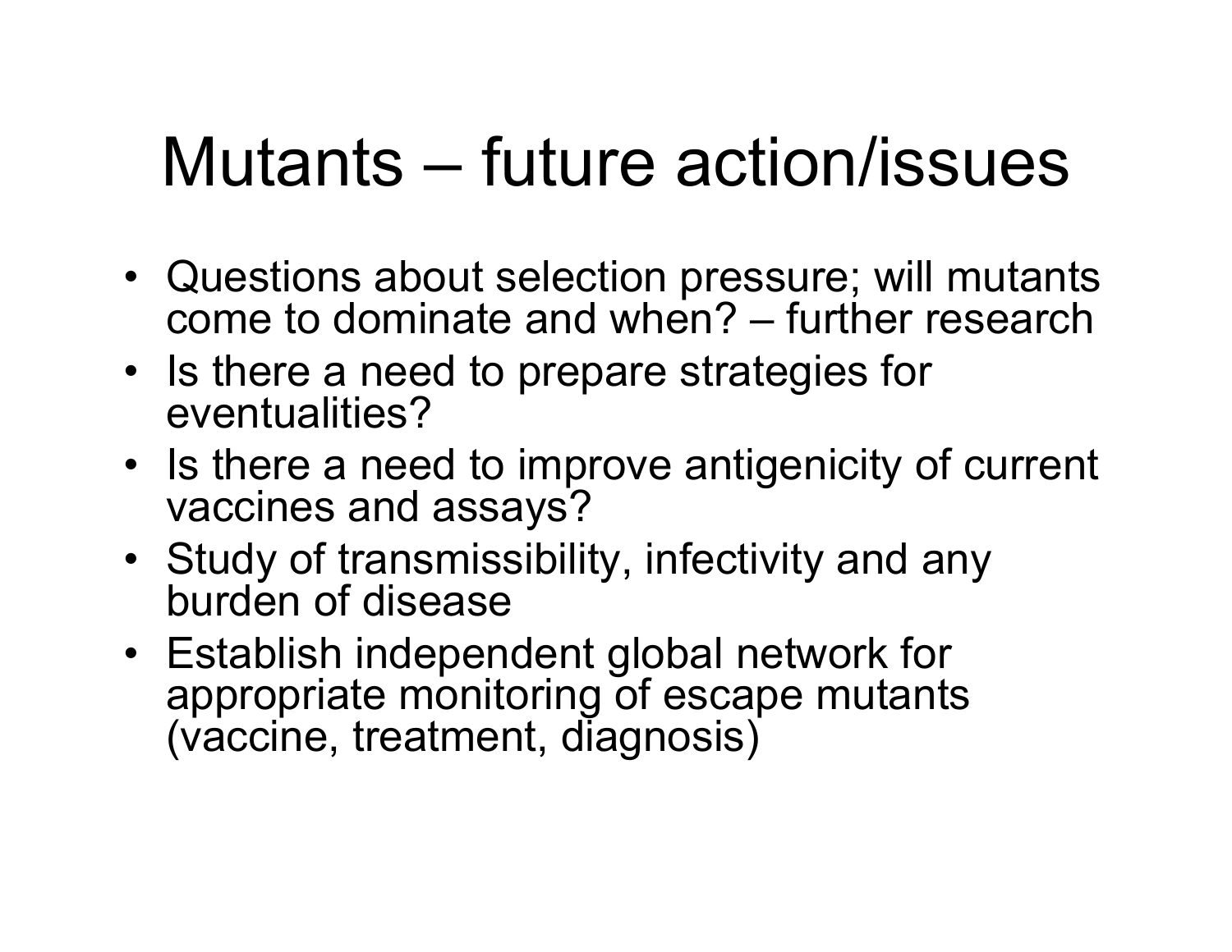# Mutants – future action/issues

- Questions about selection pressure; will mutants come to dominate and when? – further research
- Is there a need to prepare strategies for eventualities?
- Is there a need to improve antigenicity of current vaccines and assays?
- Study of transmissibility, infectivity and any burden of disease
- Establish independent global network for appropriate monitoring of escape mutants (vaccine, treatment, diagnosis)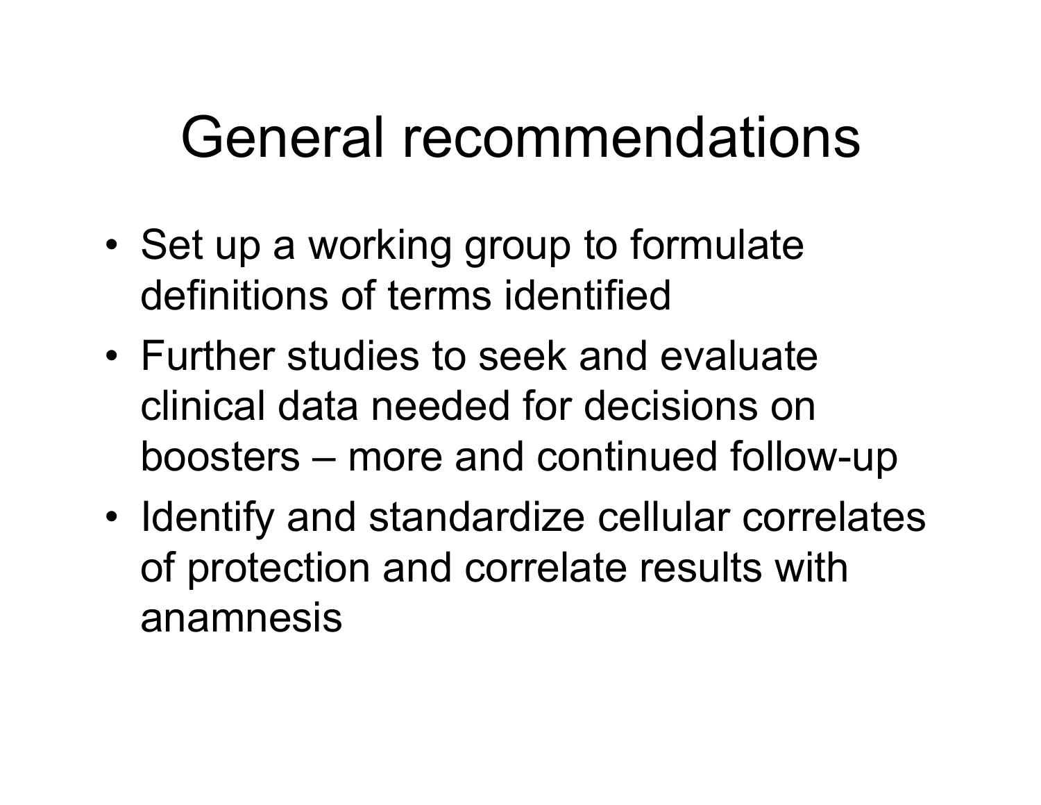# General recommendations

- Set up a working group to formulate definitions of terms identified
- Further studies to seek and evaluate clinical data needed for decisions on boosters – more and continued follow-up
- Identify and standardize cellular correlates of protection and correlate results with anamnesis